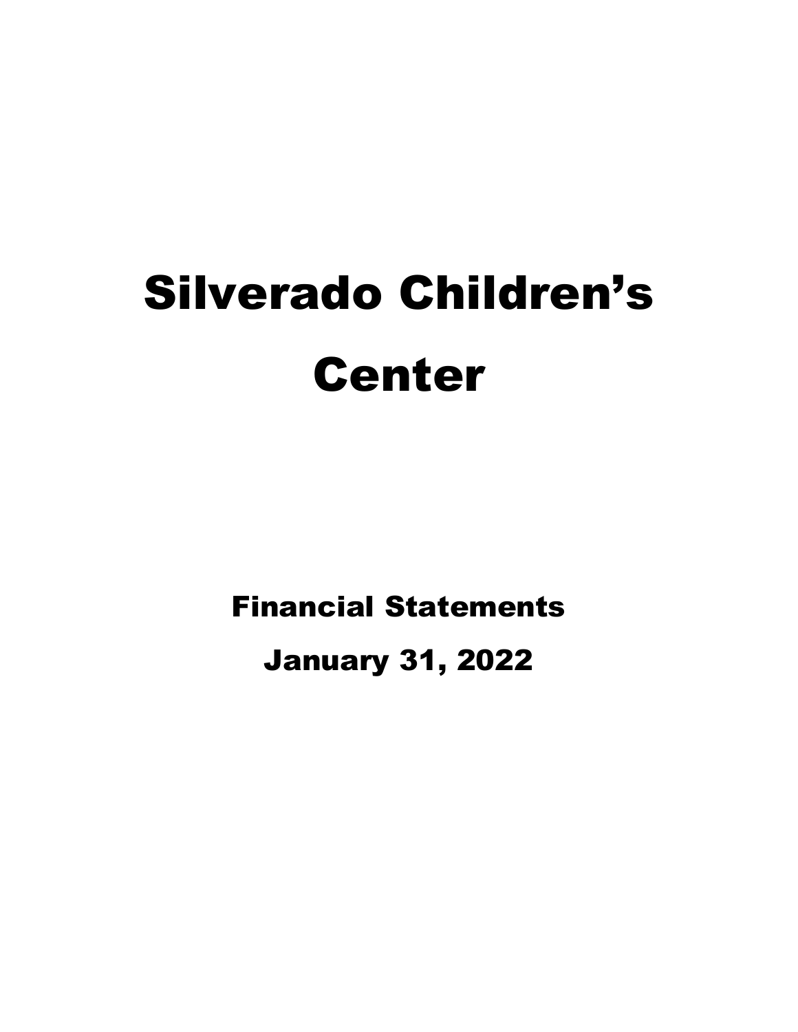# Silverado Children's Center

## Financial Statements

## January 31, 2022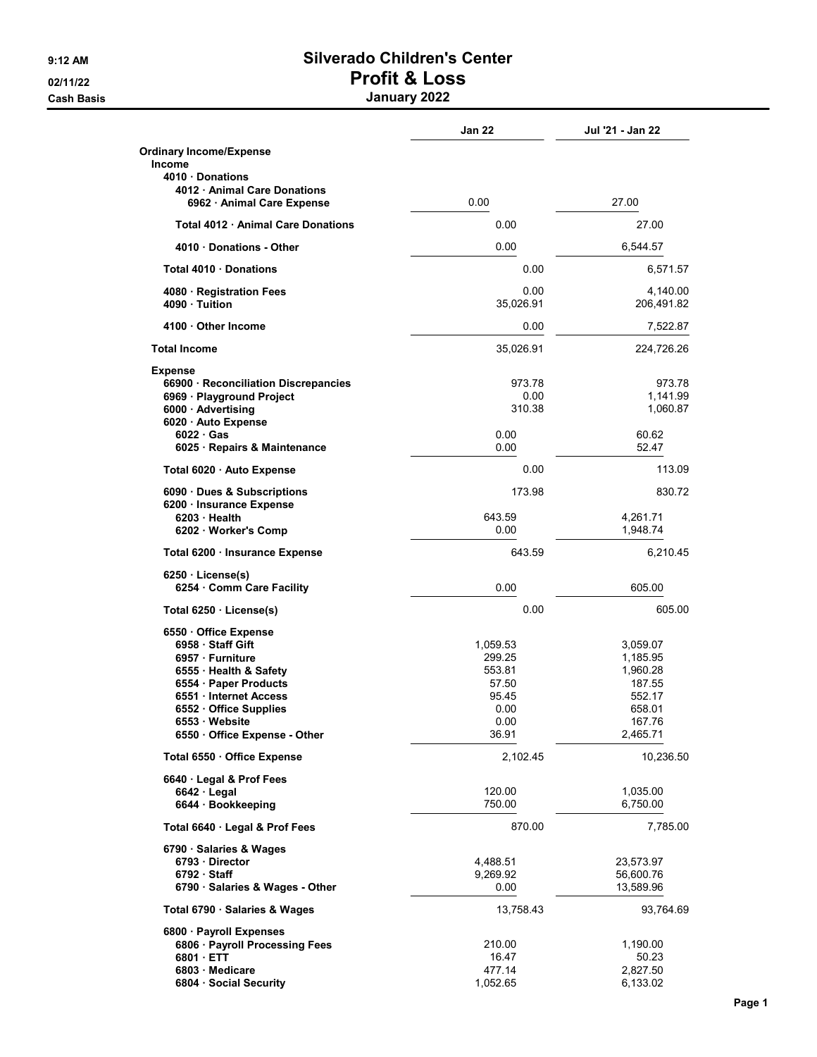# Silverado Children's Center

## Profit & Loss

### January 2022

9:12 AM
02/11/22
Cash Basis

| | Jan 22 | Jul '21 - Jan 22 |
|---|---|---|
| **Ordinary Income/Expense** | | |
| **Income** | | |
| 4010 · Donations | | |
| 4012 · Animal Care Donations | | |
| 6962 · Animal Care Expense | 0.00 | 27.00 |
| Total 4012 · Animal Care Donations | 0.00 | 27.00 |
| 4010 · Donations - Other | 0.00 | 6,544.57 |
| Total 4010 · Donations | 0.00 | 6,571.57 |
| 4080 · Registration Fees | 0.00 | 4,140.00 |
| 4090 · Tuition | 35,026.91 | 206,491.82 |
| 4100 · Other Income | 0.00 | 7,522.87 |
| **Total Income** | 35,026.91 | 224,726.26 |
| **Expense** | | |
| 66900 · Reconciliation Discrepancies | 973.78 | 973.78 |
| 6969 · Playground Project | 0.00 | 1,141.99 |
| 6000 · Advertising | 310.38 | 1,060.87 |
| 6020 · Auto Expense | | |
| 6022 · Gas | 0.00 | 60.62 |
| 6025 · Repairs & Maintenance | 0.00 | 52.47 |
| Total 6020 · Auto Expense | 0.00 | 113.09 |
| 6090 · Dues & Subscriptions | 173.98 | 830.72 |
| 6200 · Insurance Expense | | |
| 6203 · Health | 643.59 | 4,261.71 |
| 6202 · Worker's Comp | 0.00 | 1,948.74 |
| Total 6200 · Insurance Expense | 643.59 | 6,210.45 |
| 6250 · License(s) | | |
| 6254 · Comm Care Facility | 0.00 | 605.00 |
| Total 6250 · License(s) | 0.00 | 605.00 |
| 6550 · Office Expense | | |
| 6958 · Staff Gift | 1,059.53 | 3,059.07 |
| 6957 · Furniture | 299.25 | 1,185.95 |
| 6555 · Health & Safety | 553.81 | 1,960.28 |
| 6554 · Paper Products | 57.50 | 187.55 |
| 6551 · Internet Access | 95.45 | 552.17 |
| 6552 · Office Supplies | 0.00 | 658.01 |
| 6553 · Website | 0.00 | 167.76 |
| 6550 · Office Expense - Other | 36.91 | 2,465.71 |
| Total 6550 · Office Expense | 2,102.45 | 10,236.50 |
| 6640 · Legal & Prof Fees | | |
| 6642 · Legal | 120.00 | 1,035.00 |
| 6644 · Bookkeeping | 750.00 | 6,750.00 |
| Total 6640 · Legal & Prof Fees | 870.00 | 7,785.00 |
| 6790 · Salaries & Wages | | |
| 6793 · Director | 4,488.51 | 23,573.97 |
| 6792 · Staff | 9,269.92 | 56,600.76 |
| 6790 · Salaries & Wages - Other | 0.00 | 13,589.96 |
| Total 6790 · Salaries & Wages | 13,758.43 | 93,764.69 |
| 6800 · Payroll Expenses | | |
| 6806 · Payroll Processing Fees | 210.00 | 1,190.00 |
| 6801 · ETT | 16.47 | 50.23 |
| 6803 · Medicare | 477.14 | 2,827.50 |
| 6804 · Social Security | 1,052.65 | 6,133.02 |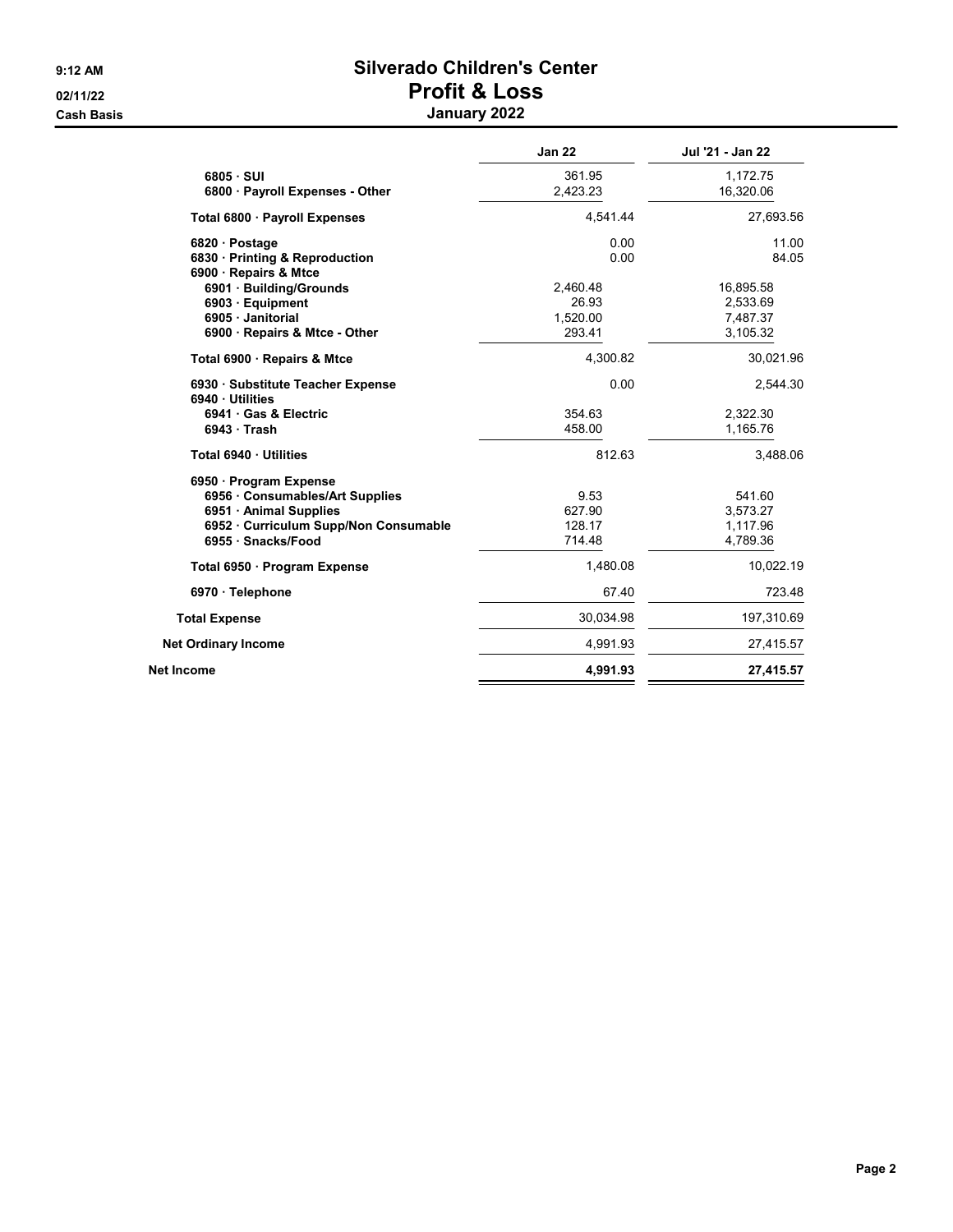# Silverado Children's Center

## Profit & Loss

### January 2022

9:12 AM
02/11/22
Cash Basis

| | Jan 22 | Jul '21 - Jan 22 |
|---|---|---|
| 6805 · SUI | 361.95 | 1,172.75 |
| 6800 · Payroll Expenses - Other | 2,423.23 | 16,320.06 |
| **Total 6800 · Payroll Expenses** | 4,541.44 | 27,693.56 |
| 6820 · Postage | 0.00 | 11.00 |
| 6830 · Printing & Reproduction | 0.00 | 84.05 |
| 6900 · Repairs & Mtce | | |
| 6901 · Building/Grounds | 2,460.48 | 16,895.58 |
| 6903 · Equipment | 26.93 | 2,533.69 |
| 6905 · Janitorial | 1,520.00 | 7,487.37 |
| 6900 · Repairs & Mtce - Other | 293.41 | 3,105.32 |
| **Total 6900 · Repairs & Mtce** | 4,300.82 | 30,021.96 |
| 6930 · Substitute Teacher Expense | 0.00 | 2,544.30 |
| 6940 · Utilities | | |
| 6941 · Gas & Electric | 354.63 | 2,322.30 |
| 6943 · Trash | 458.00 | 1,165.76 |
| **Total 6940 · Utilities** | 812.63 | 3,488.06 |
| 6950 · Program Expense | | |
| 6956 · Consumables/Art Supplies | 9.53 | 541.60 |
| 6951 · Animal Supplies | 627.90 | 3,573.27 |
| 6952 · Curriculum Supp/Non Consumable | 128.17 | 1,117.96 |
| 6955 · Snacks/Food | 714.48 | 4,789.36 |
| **Total 6950 · Program Expense** | 1,480.08 | 10,022.19 |
| 6970 · Telephone | 67.40 | 723.48 |
| **Total Expense** | 30,034.98 | 197,310.69 |
| **Net Ordinary Income** | 4,991.93 | 27,415.57 |
| **Net Income** | **4,991.93** | **27,415.57** |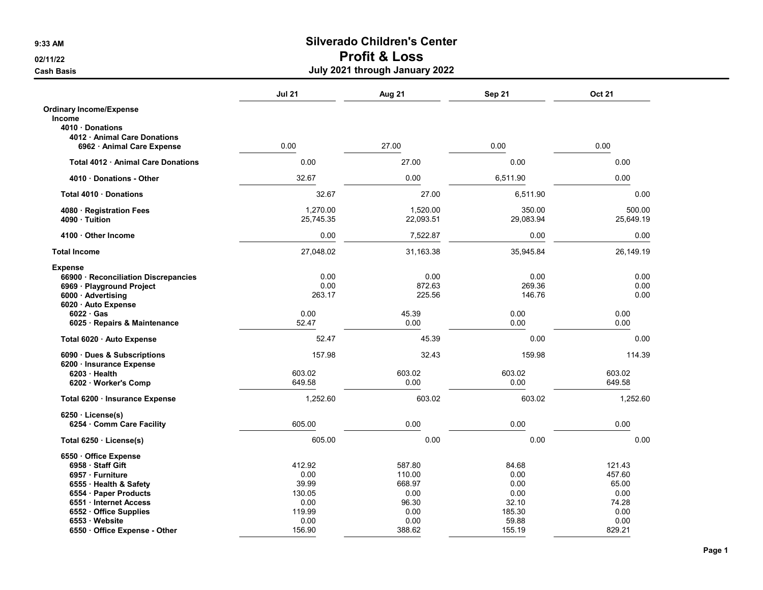# Silverado Children's Center
## Profit & Loss
### July 2021 through January 2022

9:33 AM
02/11/22
Cash Basis

| | Jul 21 | Aug 21 | Sep 21 | Oct 21 |
|---|---|---|---|---|
| **Ordinary Income/Expense** | | | | |
| **Income** | | | | |
| **4010 · Donations** | | | | |
| **4012 · Animal Care Donations** | | | | |
| **6962 · Animal Care Expense** | 0.00 | 27.00 | 0.00 | 0.00 |
| **Total 4012 · Animal Care Donations** | 0.00 | 27.00 | 0.00 | 0.00 |
| **4010 · Donations - Other** | 32.67 | 0.00 | 6,511.90 | 0.00 |
| **Total 4010 · Donations** | 32.67 | 27.00 | 6,511.90 | 0.00 |
| **4080 · Registration Fees** | 1,270.00 | 1,520.00 | 350.00 | 500.00 |
| **4090 · Tuition** | 25,745.35 | 22,093.51 | 29,083.94 | 25,649.19 |
| **4100 · Other Income** | 0.00 | 7,522.87 | 0.00 | 0.00 |
| **Total Income** | 27,048.02 | 31,163.38 | 35,945.84 | 26,149.19 |
| **Expense** | | | | |
| **66900 · Reconciliation Discrepancies** | 0.00 | 0.00 | 0.00 | 0.00 |
| **6969 · Playground Project** | 0.00 | 872.63 | 269.36 | 0.00 |
| **6000 · Advertising** | 263.17 | 225.56 | 146.76 | 0.00 |
| **6020 · Auto Expense** | | | | |
| **6022 · Gas** | 0.00 | 45.39 | 0.00 | 0.00 |
| **6025 · Repairs & Maintenance** | 52.47 | 0.00 | 0.00 | 0.00 |
| **Total 6020 · Auto Expense** | 52.47 | 45.39 | 0.00 | 0.00 |
| **6090 · Dues & Subscriptions** | 157.98 | 32.43 | 159.98 | 114.39 |
| **6200 · Insurance Expense** | | | | |
| **6203 · Health** | 603.02 | 603.02 | 603.02 | 603.02 |
| **6202 · Worker's Comp** | 649.58 | 0.00 | 0.00 | 649.58 |
| **Total 6200 · Insurance Expense** | 1,252.60 | 603.02 | 603.02 | 1,252.60 |
| **6250 · License(s)** | | | | |
| **6254 · Comm Care Facility** | 605.00 | 0.00 | 0.00 | 0.00 |
| **Total 6250 · License(s)** | 605.00 | 0.00 | 0.00 | 0.00 |
| **6550 · Office Expense** | | | | |
| **6958 · Staff Gift** | 412.92 | 587.80 | 84.68 | 121.43 |
| **6957 · Furniture** | 0.00 | 110.00 | 0.00 | 457.60 |
| **6555 · Health & Safety** | 39.99 | 668.97 | 0.00 | 65.00 |
| **6554 · Paper Products** | 130.05 | 0.00 | 0.00 | 0.00 |
| **6551 · Internet Access** | 0.00 | 96.30 | 32.10 | 74.28 |
| **6552 · Office Supplies** | 119.99 | 0.00 | 185.30 | 0.00 |
| **6553 · Website** | 0.00 | 0.00 | 59.88 | 0.00 |
| **6550 · Office Expense - Other** | 156.90 | 388.62 | 155.19 | 829.21 |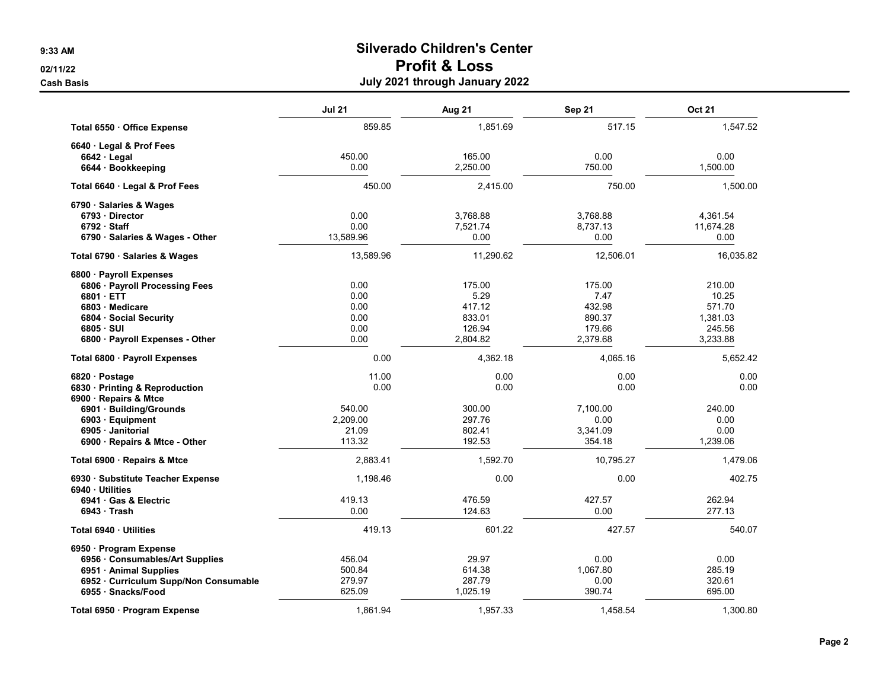# Silverado Children's Center

## Profit & Loss

### July 2021 through January 2022

9:33 AM
02/11/22
Cash Basis

| | Jul 21 | Aug 21 | Sep 21 | Oct 21 |
|---|---|---|---|---|
| **Total 6550 · Office Expense** | 859.85 | 1,851.69 | 517.15 | 1,547.52 |
| **6640 · Legal & Prof Fees** | | | | |
| **6642 · Legal** | 450.00 | 165.00 | 0.00 | 0.00 |
| **6644 · Bookkeeping** | 0.00 | 2,250.00 | 750.00 | 1,500.00 |
| **Total 6640 · Legal & Prof Fees** | 450.00 | 2,415.00 | 750.00 | 1,500.00 |
| **6790 · Salaries & Wages** | | | | |
| **6793 · Director** | 0.00 | 3,768.88 | 3,768.88 | 4,361.54 |
| **6792 · Staff** | 0.00 | 7,521.74 | 8,737.13 | 11,674.28 |
| **6790 · Salaries & Wages - Other** | 13,589.96 | 0.00 | 0.00 | 0.00 |
| **Total 6790 · Salaries & Wages** | 13,589.96 | 11,290.62 | 12,506.01 | 16,035.82 |
| **6800 · Payroll Expenses** | | | | |
| **6806 · Payroll Processing Fees** | 0.00 | 175.00 | 175.00 | 210.00 |
| **6801 · ETT** | 0.00 | 5.29 | 7.47 | 10.25 |
| **6803 · Medicare** | 0.00 | 417.12 | 432.98 | 571.70 |
| **6804 · Social Security** | 0.00 | 833.01 | 890.37 | 1,381.03 |
| **6805 · SUI** | 0.00 | 126.94 | 179.66 | 245.56 |
| **6800 · Payroll Expenses - Other** | 0.00 | 2,804.82 | 2,379.68 | 3,233.88 |
| **Total 6800 · Payroll Expenses** | 0.00 | 4,362.18 | 4,065.16 | 5,652.42 |
| **6820 · Postage** | 11.00 | 0.00 | 0.00 | 0.00 |
| **6830 · Printing & Reproduction** | 0.00 | 0.00 | 0.00 | 0.00 |
| **6900 · Repairs & Mtce** | | | | |
| **6901 · Building/Grounds** | 540.00 | 300.00 | 7,100.00 | 240.00 |
| **6903 · Equipment** | 2,209.00 | 297.76 | 0.00 | 0.00 |
| **6905 · Janitorial** | 21.09 | 802.41 | 3,341.09 | 0.00 |
| **6900 · Repairs & Mtce - Other** | 113.32 | 192.53 | 354.18 | 1,239.06 |
| **Total 6900 · Repairs & Mtce** | 2,883.41 | 1,592.70 | 10,795.27 | 1,479.06 |
| **6930 · Substitute Teacher Expense** | 1,198.46 | 0.00 | 0.00 | 402.75 |
| **6940 · Utilities** | | | | |
| **6941 · Gas & Electric** | 419.13 | 476.59 | 427.57 | 262.94 |
| **6943 · Trash** | 0.00 | 124.63 | 0.00 | 277.13 |
| **Total 6940 · Utilities** | 419.13 | 601.22 | 427.57 | 540.07 |
| **6950 · Program Expense** | | | | |
| **6956 · Consumables/Art Supplies** | 456.04 | 29.97 | 0.00 | 0.00 |
| **6951 · Animal Supplies** | 500.84 | 614.38 | 1,067.80 | 285.19 |
| **6952 · Curriculum Supp/Non Consumable** | 279.97 | 287.79 | 0.00 | 320.61 |
| **6955 · Snacks/Food** | 625.09 | 1,025.19 | 390.74 | 695.00 |
| **Total 6950 · Program Expense** | 1,861.94 | 1,957.33 | 1,458.54 | 1,300.80 |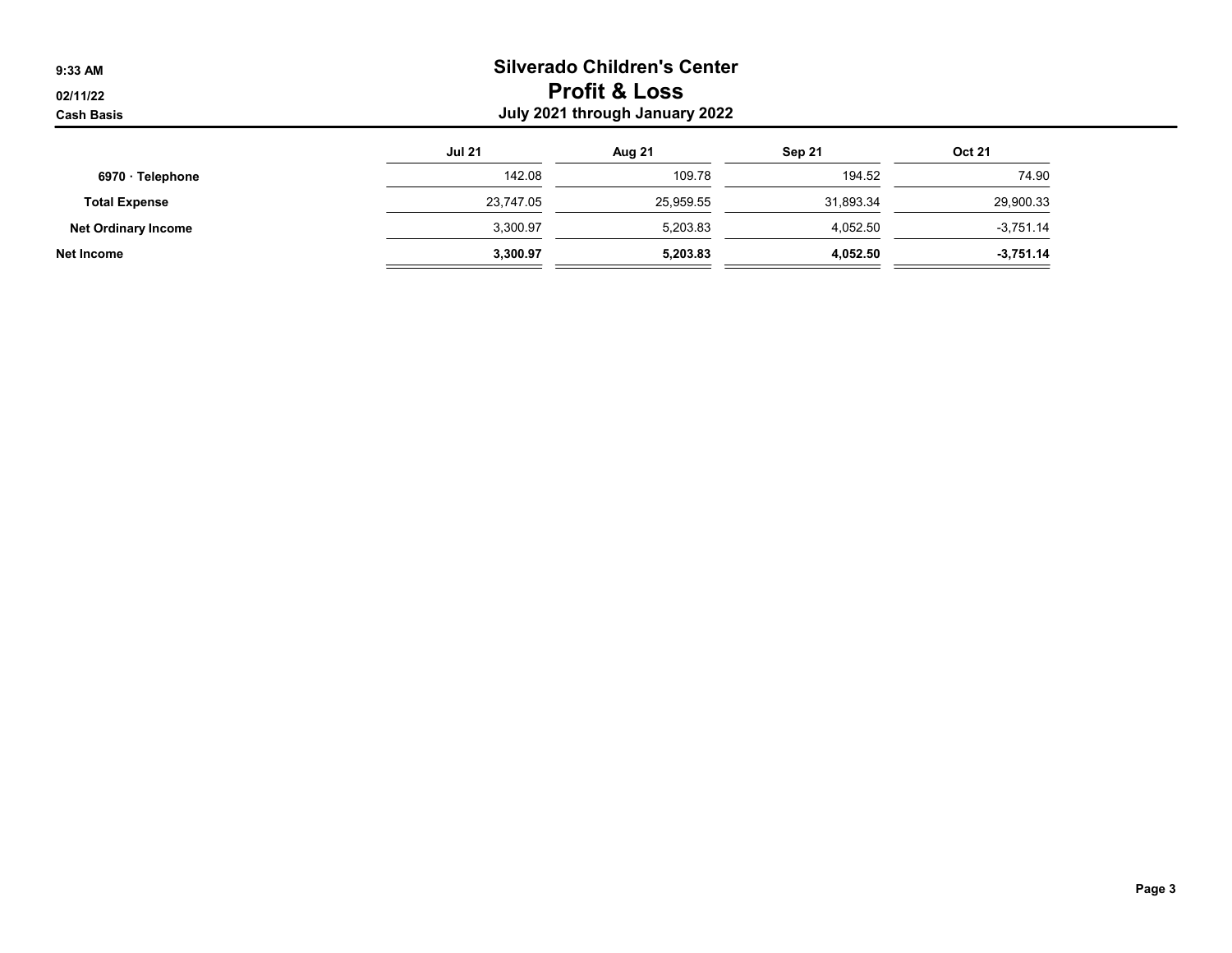# Silverado Children's Center

## Profit & Loss

### July 2021 through January 2022

9:33 AM
02/11/22
Cash Basis

| | Jul 21 | Aug 21 | Sep 21 | Oct 21 |
|---|---|---|---|---|
| **6970 · Telephone** | 142.08 | 109.78 | 194.52 | 74.90 |
| **Total Expense** | 23,747.05 | 25,959.55 | 31,893.34 | 29,900.33 |
| **Net Ordinary Income** | 3,300.97 | 5,203.83 | 4,052.50 | -3,751.14 |
| **Net Income** | **3,300.97** | **5,203.83** | **4,052.50** | **-3,751.14** |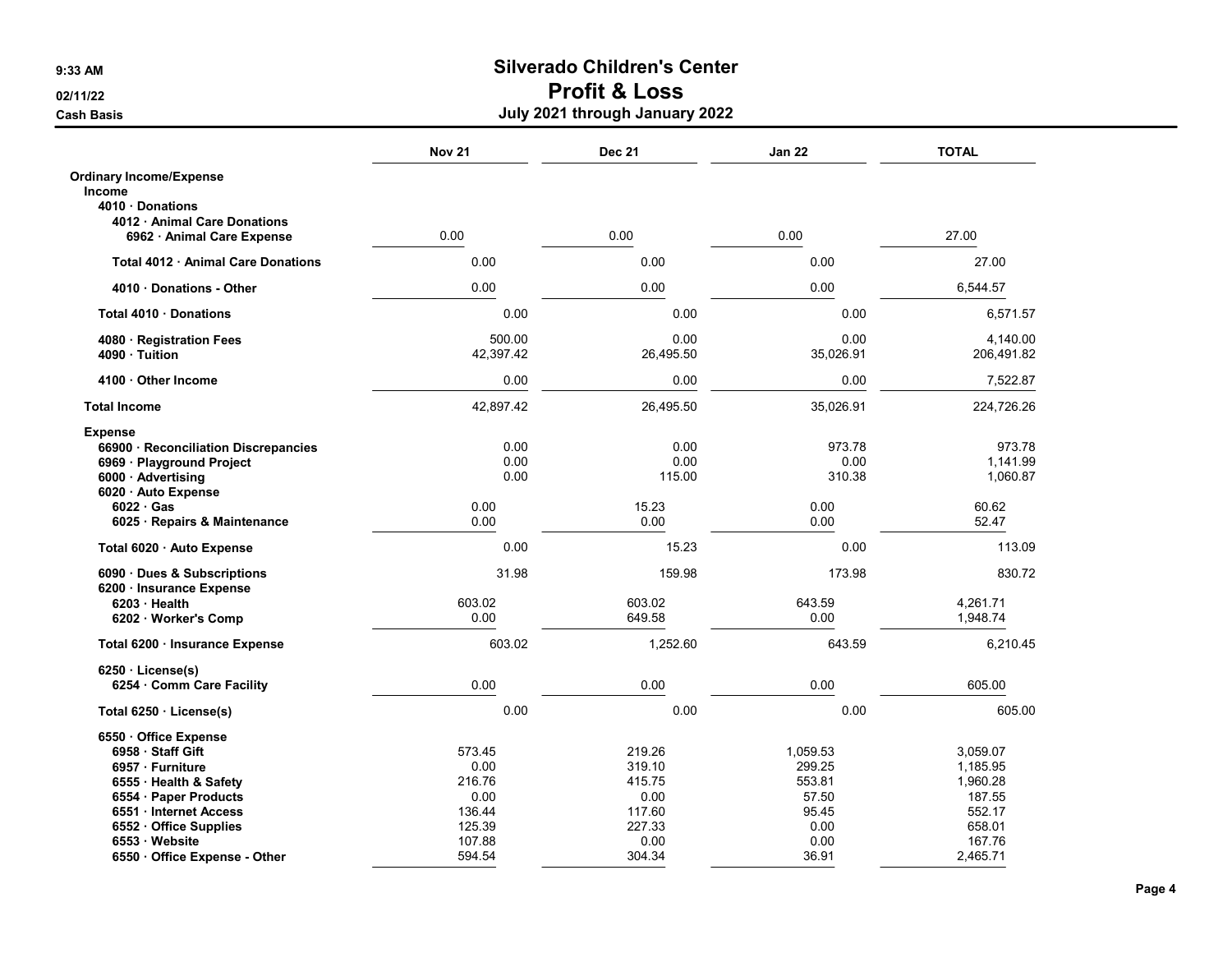# Silverado Children's Center

## Profit & Loss

### July 2021 through January 2022

9:33 AM
02/11/22
Cash Basis

| | Nov 21 | Dec 21 | Jan 22 | TOTAL |
|---|---|---|---|---|
| **Ordinary Income/Expense** | | | | |
| **Income** | | | | |
| **4010 · Donations** | | | | |
| **4012 · Animal Care Donations** | | | | |
| **6962 · Animal Care Expense** | 0.00 | 0.00 | 0.00 | 27.00 |
| **Total 4012 · Animal Care Donations** | 0.00 | 0.00 | 0.00 | 27.00 |
| **4010 · Donations - Other** | 0.00 | 0.00 | 0.00 | 6,544.57 |
| **Total 4010 · Donations** | 0.00 | 0.00 | 0.00 | 6,571.57 |
| **4080 · Registration Fees** | 500.00 | 0.00 | 0.00 | 4,140.00 |
| **4090 · Tuition** | 42,397.42 | 26,495.50 | 35,026.91 | 206,491.82 |
| **4100 · Other Income** | 0.00 | 0.00 | 0.00 | 7,522.87 |
| **Total Income** | 42,897.42 | 26,495.50 | 35,026.91 | 224,726.26 |
| **Expense** | | | | |
| **66900 · Reconciliation Discrepancies** | 0.00 | 0.00 | 973.78 | 973.78 |
| **6969 · Playground Project** | 0.00 | 0.00 | 0.00 | 1,141.99 |
| **6000 · Advertising** | 0.00 | 115.00 | 310.38 | 1,060.87 |
| **6020 · Auto Expense** | | | | |
| **6022 · Gas** | 0.00 | 15.23 | 0.00 | 60.62 |
| **6025 · Repairs & Maintenance** | 0.00 | 0.00 | 0.00 | 52.47 |
| **Total 6020 · Auto Expense** | 0.00 | 15.23 | 0.00 | 113.09 |
| **6090 · Dues & Subscriptions** | 31.98 | 159.98 | 173.98 | 830.72 |
| **6200 · Insurance Expense** | | | | |
| **6203 · Health** | 603.02 | 603.02 | 643.59 | 4,261.71 |
| **6202 · Worker's Comp** | 0.00 | 649.58 | 0.00 | 1,948.74 |
| **Total 6200 · Insurance Expense** | 603.02 | 1,252.60 | 643.59 | 6,210.45 |
| **6250 · License(s)** | | | | |
| **6254 · Comm Care Facility** | 0.00 | 0.00 | 0.00 | 605.00 |
| **Total 6250 · License(s)** | 0.00 | 0.00 | 0.00 | 605.00 |
| **6550 · Office Expense** | | | | |
| **6958 · Staff Gift** | 573.45 | 219.26 | 1,059.53 | 3,059.07 |
| **6957 · Furniture** | 0.00 | 319.10 | 299.25 | 1,185.95 |
| **6555 · Health & Safety** | 216.76 | 415.75 | 553.81 | 1,960.28 |
| **6554 · Paper Products** | 0.00 | 0.00 | 57.50 | 187.55 |
| **6551 · Internet Access** | 136.44 | 117.60 | 95.45 | 552.17 |
| **6552 · Office Supplies** | 125.39 | 227.33 | 0.00 | 658.01 |
| **6553 · Website** | 107.88 | 0.00 | 0.00 | 167.76 |
| **6550 · Office Expense - Other** | 594.54 | 304.34 | 36.91 | 2,465.71 |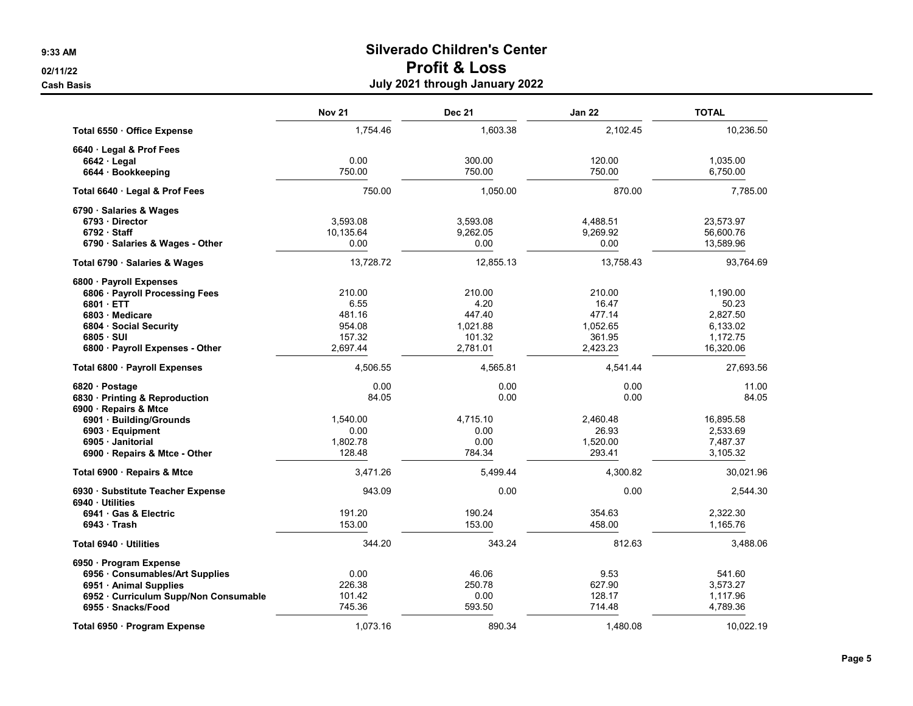# Silverado Children's Center

## Profit & Loss

### July 2021 through January 2022

Cash Basis

| | Nov 21 | Dec 21 | Jan 22 | TOTAL |
|---|---|---|---|---|
| **Total 6550 · Office Expense** | 1,754.46 | 1,603.38 | 2,102.45 | 10,236.50 |
| **6640 · Legal & Prof Fees** | | | | |
| **6642 · Legal** | 0.00 | 300.00 | 120.00 | 1,035.00 |
| **6644 · Bookkeeping** | 750.00 | 750.00 | 750.00 | 6,750.00 |
| **Total 6640 · Legal & Prof Fees** | 750.00 | 1,050.00 | 870.00 | 7,785.00 |
| **6790 · Salaries & Wages** | | | | |
| **6793 · Director** | 3,593.08 | 3,593.08 | 4,488.51 | 23,573.97 |
| **6792 · Staff** | 10,135.64 | 9,262.05 | 9,269.92 | 56,600.76 |
| **6790 · Salaries & Wages - Other** | 0.00 | 0.00 | 0.00 | 13,589.96 |
| **Total 6790 · Salaries & Wages** | 13,728.72 | 12,855.13 | 13,758.43 | 93,764.69 |
| **6800 · Payroll Expenses** | | | | |
| **6806 · Payroll Processing Fees** | 210.00 | 210.00 | 210.00 | 1,190.00 |
| **6801 · ETT** | 6.55 | 4.20 | 16.47 | 50.23 |
| **6803 · Medicare** | 481.16 | 447.40 | 477.14 | 2,827.50 |
| **6804 · Social Security** | 954.08 | 1,021.88 | 1,052.65 | 6,133.02 |
| **6805 · SUI** | 157.32 | 101.32 | 361.95 | 1,172.75 |
| **6800 · Payroll Expenses - Other** | 2,697.44 | 2,781.01 | 2,423.23 | 16,320.06 |
| **Total 6800 · Payroll Expenses** | 4,506.55 | 4,565.81 | 4,541.44 | 27,693.56 |
| **6820 · Postage** | 0.00 | 0.00 | 0.00 | 11.00 |
| **6830 · Printing & Reproduction** | 84.05 | 0.00 | 0.00 | 84.05 |
| **6900 · Repairs & Mtce** | | | | |
| **6901 · Building/Grounds** | 1,540.00 | 4,715.10 | 2,460.48 | 16,895.58 |
| **6903 · Equipment** | 0.00 | 0.00 | 26.93 | 2,533.69 |
| **6905 · Janitorial** | 1,802.78 | 0.00 | 1,520.00 | 7,487.37 |
| **6900 · Repairs & Mtce - Other** | 128.48 | 784.34 | 293.41 | 3,105.32 |
| **Total 6900 · Repairs & Mtce** | 3,471.26 | 5,499.44 | 4,300.82 | 30,021.96 |
| **6930 · Substitute Teacher Expense** | 943.09 | 0.00 | 0.00 | 2,544.30 |
| **6940 · Utilities** | | | | |
| **6941 · Gas & Electric** | 191.20 | 190.24 | 354.63 | 2,322.30 |
| **6943 · Trash** | 153.00 | 153.00 | 458.00 | 1,165.76 |
| **Total 6940 · Utilities** | 344.20 | 343.24 | 812.63 | 3,488.06 |
| **6950 · Program Expense** | | | | |
| **6956 · Consumables/Art Supplies** | 0.00 | 46.06 | 9.53 | 541.60 |
| **6951 · Animal Supplies** | 226.38 | 250.78 | 627.90 | 3,573.27 |
| **6952 · Curriculum Supp/Non Consumable** | 101.42 | 0.00 | 128.17 | 1,117.96 |
| **6955 · Snacks/Food** | 745.36 | 593.50 | 714.48 | 4,789.36 |
| **Total 6950 · Program Expense** | 1,073.16 | 890.34 | 1,480.08 | 10,022.19 |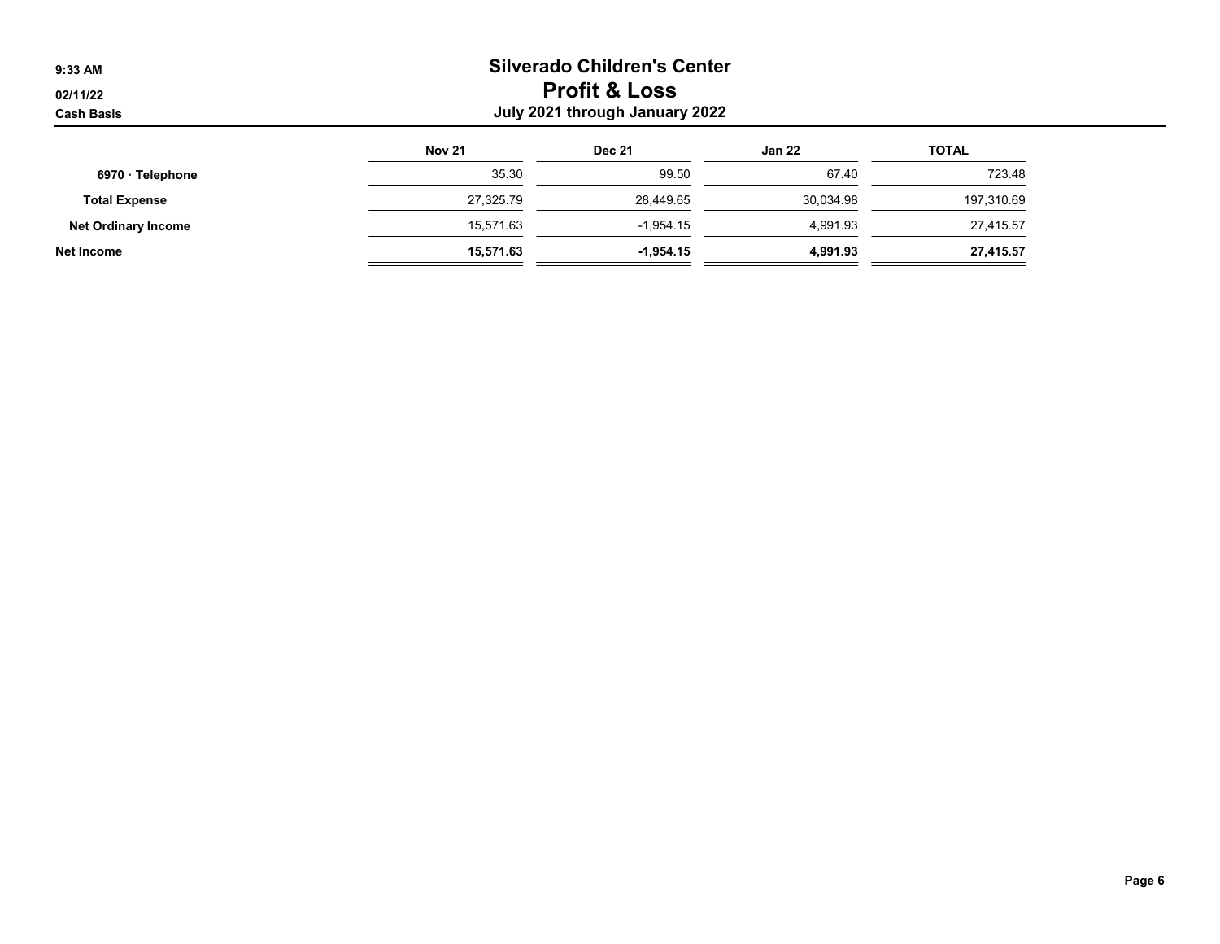# Silverado Children's Center
## Profit & Loss
### July 2021 through January 2022

9:33 AM
02/11/22
Cash Basis

| | Nov 21 | Dec 21 | Jan 22 | TOTAL |
|---|---|---|---|---|
| 6970 · Telephone | 35.30 | 99.50 | 67.40 | 723.48 |
| **Total Expense** | 27,325.79 | 28,449.65 | 30,034.98 | 197,310.69 |
| **Net Ordinary Income** | 15,571.63 | -1,954.15 | 4,991.93 | 27,415.57 |
| **Net Income** | **15,571.63** | **-1,954.15** | **4,991.93** | **27,415.57** |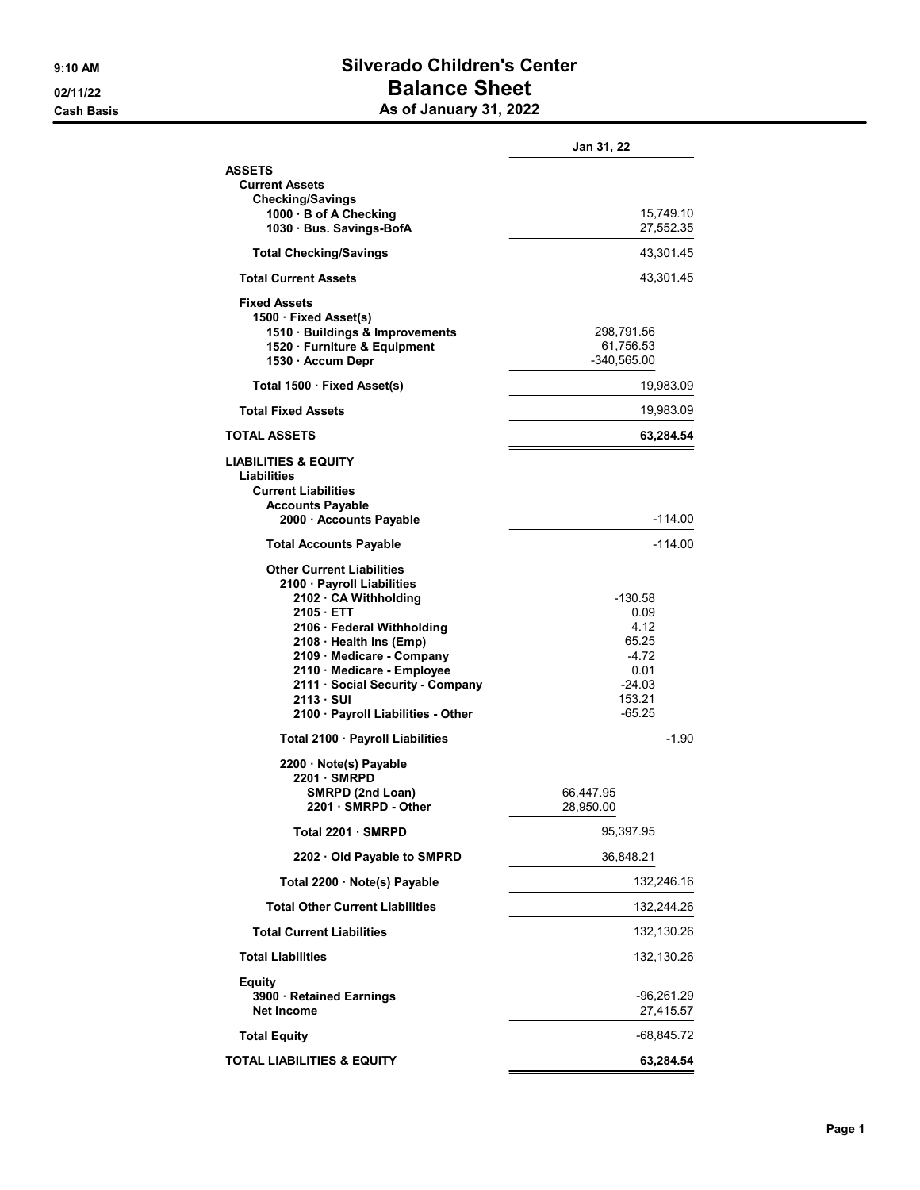# Silverado Children's Center

## Balance Sheet

### As of January 31, 2022

9:10 AM
02/11/22
Cash Basis

| | | Jan 31, 22 |
|---|---|---|
| **ASSETS** | | |
| **Current Assets** | | |
| **Checking/Savings** | | |
| **1000 · B of A Checking** | | 15,749.10 |
| **1030 · Bus. Savings-BofA** | | 27,552.35 |
| **Total Checking/Savings** | | 43,301.45 |
| **Total Current Assets** | | 43,301.45 |
| **Fixed Assets** | | |
| **1500 · Fixed Asset(s)** | | |
| **1510 · Buildings & Improvements** | 298,791.56 | |
| **1520 · Furniture & Equipment** | 61,756.53 | |
| **1530 · Accum Depr** | -340,565.00 | |
| **Total 1500 · Fixed Asset(s)** | | 19,983.09 |
| **Total Fixed Assets** | | 19,983.09 |
| **TOTAL ASSETS** | | **63,284.54** |
| **LIABILITIES & EQUITY** | | |
| **Liabilities** | | |
| **Current Liabilities** | | |
| **Accounts Payable** | | |
| **2000 · Accounts Payable** | | -114.00 |
| **Total Accounts Payable** | | -114.00 |
| **Other Current Liabilities** | | |
| **2100 · Payroll Liabilities** | | |
| **2102 · CA Withholding** | -130.58 | |
| **2105 · ETT** | 0.09 | |
| **2106 · Federal Withholding** | 4.12 | |
| **2108 · Health Ins (Emp)** | 65.25 | |
| **2109 · Medicare - Company** | -4.72 | |
| **2110 · Medicare - Employee** | 0.01 | |
| **2111 · Social Security - Company** | -24.03 | |
| **2113 · SUI** | 153.21 | |
| **2100 · Payroll Liabilities - Other** | -65.25 | |
| **Total 2100 · Payroll Liabilities** | | -1.90 |
| **2200 · Note(s) Payable** | | |
| **2201 · SMRPD** | | |
| **SMRPD (2nd Loan)** | 66,447.95 | |
| **2201 · SMRPD - Other** | 28,950.00 | |
| **Total 2201 · SMRPD** | 95,397.95 | |
| **2202 · Old Payable to SMPRD** | 36,848.21 | |
| **Total 2200 · Note(s) Payable** | | 132,246.16 |
| **Total Other Current Liabilities** | | 132,244.26 |
| **Total Current Liabilities** | | 132,130.26 |
| **Total Liabilities** | | 132,130.26 |
| **Equity** | | |
| **3900 · Retained Earnings** | | -96,261.29 |
| **Net Income** | | 27,415.57 |
| **Total Equity** | | -68,845.72 |
| **TOTAL LIABILITIES & EQUITY** | | **63,284.54** |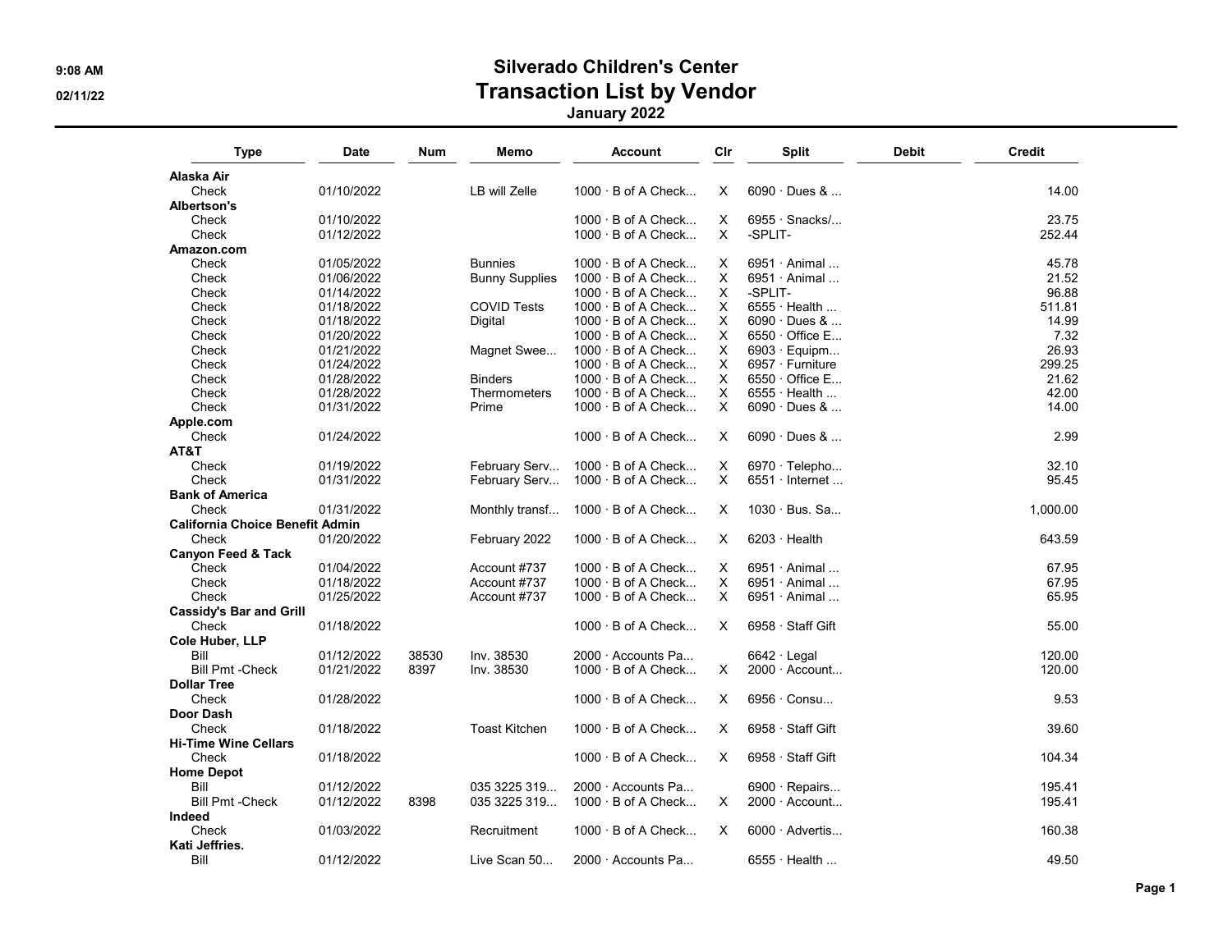# Silverado Children's Center

## Transaction List by Vendor

### January 2022

| Type | Date | Num | Memo | Account | Clr | Split | Debit | Credit |
|---|---|---|---|---|---|---|---|---|
| **Alaska Air** | | | | | | | | |
| Check | 01/10/2022 | | LB will Zelle | 1000 · B of A Check... | X | 6090 · Dues & ... | | 14.00 |
| **Albertson's** | | | | | | | | |
| Check | 01/10/2022 | | | 1000 · B of A Check... | X | 6955 · Snacks/... | | 23.75 |
| Check | 01/12/2022 | | | 1000 · B of A Check... | X | -SPLIT- | | 252.44 |
| **Amazon.com** | | | | | | | | |
| Check | 01/05/2022 | | Bunnies | 1000 · B of A Check... | X | 6951 · Animal ... | | 45.78 |
| Check | 01/06/2022 | | Bunny Supplies | 1000 · B of A Check... | X | 6951 · Animal ... | | 21.52 |
| Check | 01/14/2022 | | | 1000 · B of A Check... | X | -SPLIT- | | 96.88 |
| Check | 01/18/2022 | | COVID Tests | 1000 · B of A Check... | X | 6555 · Health ... | | 511.81 |
| Check | 01/18/2022 | | Digital | 1000 · B of A Check... | X | 6090 · Dues & ... | | 14.99 |
| Check | 01/20/2022 | | | 1000 · B of A Check... | X | 6550 · Office E... | | 7.32 |
| Check | 01/21/2022 | | Magnet Swee... | 1000 · B of A Check... | X | 6903 · Equipm... | | 26.93 |
| Check | 01/24/2022 | | | 1000 · B of A Check... | X | 6957 · Furniture | | 299.25 |
| Check | 01/28/2022 | | Binders | 1000 · B of A Check... | X | 6550 · Office E... | | 21.62 |
| Check | 01/28/2022 | | Thermometers | 1000 · B of A Check... | X | 6555 · Health ... | | 42.00 |
| Check | 01/31/2022 | | Prime | 1000 · B of A Check... | X | 6090 · Dues & ... | | 14.00 |
| **Apple.com** | | | | | | | | |
| Check | 01/24/2022 | | | 1000 · B of A Check... | X | 6090 · Dues & ... | | 2.99 |
| **AT&T** | | | | | | | | |
| Check | 01/19/2022 | | February Serv... | 1000 · B of A Check... | X | 6970 · Telepho... | | 32.10 |
| Check | 01/31/2022 | | February Serv... | 1000 · B of A Check... | X | 6551 · Internet ... | | 95.45 |
| **Bank of America** | | | | | | | | |
| Check | 01/31/2022 | | Monthly transf... | 1000 · B of A Check... | X | 1030 · Bus. Sa... | | 1,000.00 |
| **California Choice Benefit Admin** | | | | | | | | |
| Check | 01/20/2022 | | February 2022 | 1000 · B of A Check... | X | 6203 · Health | | 643.59 |
| **Canyon Feed & Tack** | | | | | | | | |
| Check | 01/04/2022 | | Account #737 | 1000 · B of A Check... | X | 6951 · Animal ... | | 67.95 |
| Check | 01/18/2022 | | Account #737 | 1000 · B of A Check... | X | 6951 · Animal ... | | 67.95 |
| Check | 01/25/2022 | | Account #737 | 1000 · B of A Check... | X | 6951 · Animal ... | | 65.95 |
| **Cassidy's Bar and Grill** | | | | | | | | |
| Check | 01/18/2022 | | | 1000 · B of A Check... | X | 6958 · Staff Gift | | 55.00 |
| **Cole Huber, LLP** | | | | | | | | |
| Bill | 01/12/2022 | 38530 | Inv. 38530 | 2000 · Accounts Pa... | | 6642 · Legal | | 120.00 |
| Bill Pmt -Check | 01/21/2022 | 8397 | Inv. 38530 | 1000 · B of A Check... | X | 2000 · Account... | | 120.00 |
| **Dollar Tree** | | | | | | | | |
| Check | 01/28/2022 | | | 1000 · B of A Check... | X | 6956 · Consu... | | 9.53 |
| **Door Dash** | | | | | | | | |
| Check | 01/18/2022 | | Toast Kitchen | 1000 · B of A Check... | X | 6958 · Staff Gift | | 39.60 |
| **Hi-Time Wine Cellars** | | | | | | | | |
| Check | 01/18/2022 | | | 1000 · B of A Check... | X | 6958 · Staff Gift | | 104.34 |
| **Home Depot** | | | | | | | | |
| Bill | 01/12/2022 | | 035 3225 319... | 2000 · Accounts Pa... | | 6900 · Repairs... | | 195.41 |
| Bill Pmt -Check | 01/12/2022 | 8398 | 035 3225 319... | 1000 · B of A Check... | X | 2000 · Account... | | 195.41 |
| **Indeed** | | | | | | | | |
| Check | 01/03/2022 | | Recruitment | 1000 · B of A Check... | X | 6000 · Advertis... | | 160.38 |
| **Kati Jeffries.** | | | | | | | | |
| Bill | 01/12/2022 | | Live Scan 50... | 2000 · Accounts Pa... | | 6555 · Health ... | | 49.50 |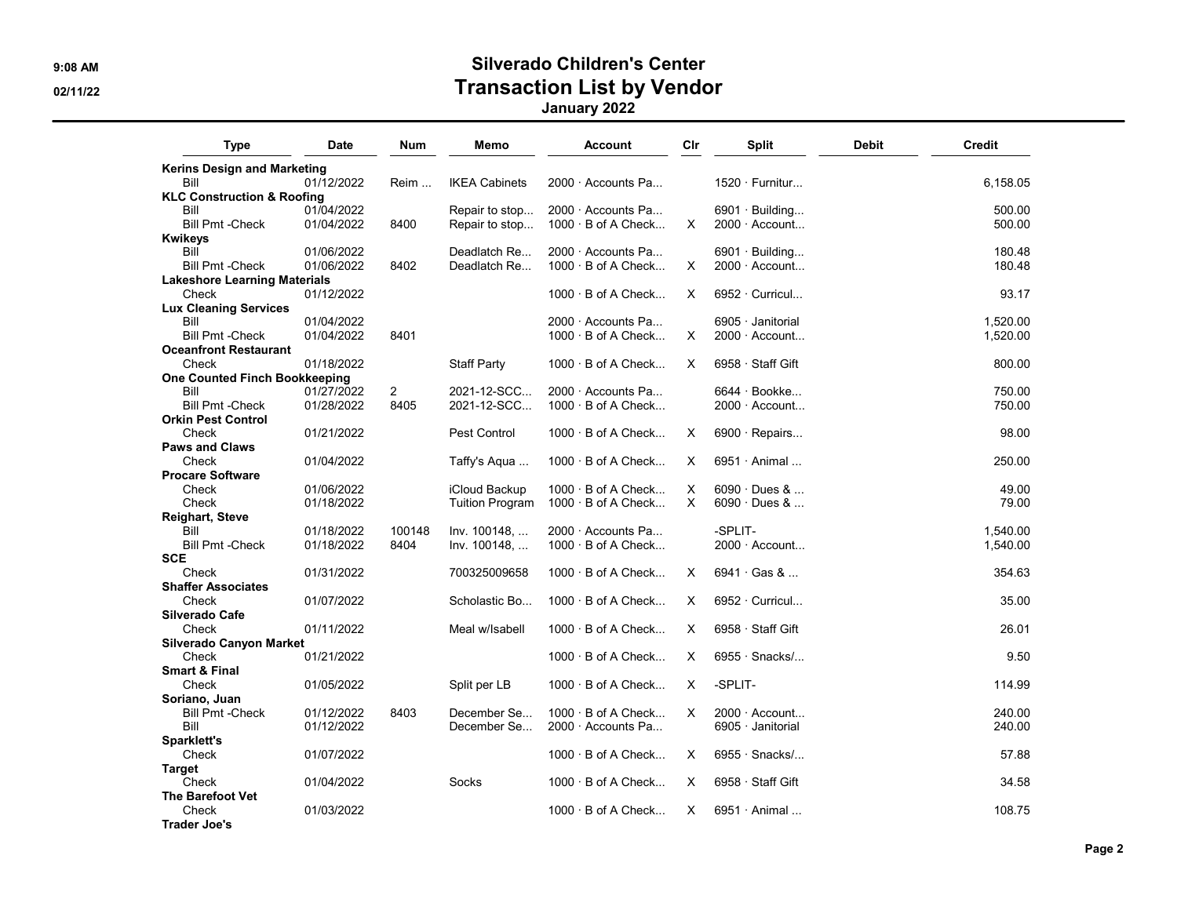# Silverado Children's Center
## Transaction List by Vendor
### January 2022

| Type | Date | Num | Memo | Account | Clr | Split | Debit | Credit |
|---|---|---|---|---|---|---|---|---|
| **Kerins Design and Marketing** | | | | | | | | |
| Bill | 01/12/2022 | Reim ... | IKEA Cabinets | 2000 · Accounts Pa... | | 1520 · Furnitur... | | 6,158.05 |
| **KLC Construction & Roofing** | | | | | | | | |
| Bill | 01/04/2022 | | Repair to stop... | 2000 · Accounts Pa... | | 6901 · Building... | | 500.00 |
| Bill Pmt -Check | 01/04/2022 | 8400 | Repair to stop... | 1000 · B of A Check... | X | 2000 · Account... | | 500.00 |
| **Kwikeys** | | | | | | | | |
| Bill | 01/06/2022 | | Deadlatch Re... | 2000 · Accounts Pa... | | 6901 · Building... | | 180.48 |
| Bill Pmt -Check | 01/06/2022 | 8402 | Deadlatch Re... | 1000 · B of A Check... | X | 2000 · Account... | | 180.48 |
| **Lakeshore Learning Materials** | | | | | | | | |
| Check | 01/12/2022 | | | 1000 · B of A Check... | X | 6952 · Curricul... | | 93.17 |
| **Lux Cleaning Services** | | | | | | | | |
| Bill | 01/04/2022 | | | 2000 · Accounts Pa... | | 6905 · Janitorial | | 1,520.00 |
| Bill Pmt -Check | 01/04/2022 | 8401 | | 1000 · B of A Check... | X | 2000 · Account... | | 1,520.00 |
| **Oceanfront Restaurant** | | | | | | | | |
| Check | 01/18/2022 | | Staff Party | 1000 · B of A Check... | X | 6958 · Staff Gift | | 800.00 |
| **One Counted Finch Bookkeeping** | | | | | | | | |
| Bill | 01/27/2022 | 2 | 2021-12-SCC... | 2000 · Accounts Pa... | | 6644 · Bookke... | | 750.00 |
| Bill Pmt -Check | 01/28/2022 | 8405 | 2021-12-SCC... | 1000 · B of A Check... | | 2000 · Account... | | 750.00 |
| **Orkin Pest Control** | | | | | | | | |
| Check | 01/21/2022 | | Pest Control | 1000 · B of A Check... | X | 6900 · Repairs... | | 98.00 |
| **Paws and Claws** | | | | | | | | |
| Check | 01/04/2022 | | Taffy's Aqua ... | 1000 · B of A Check... | X | 6951 · Animal ... | | 250.00 |
| **Procare Software** | | | | | | | | |
| Check | 01/06/2022 | | iCloud Backup | 1000 · B of A Check... | X | 6090 · Dues & ... | | 49.00 |
| Check | 01/18/2022 | | Tuition Program | 1000 · B of A Check... | X | 6090 · Dues & ... | | 79.00 |
| **Reighart, Steve** | | | | | | | | |
| Bill | 01/18/2022 | 100148 | Inv. 100148, ... | 2000 · Accounts Pa... | | -SPLIT- | | 1,540.00 |
| Bill Pmt -Check | 01/18/2022 | 8404 | Inv. 100148, ... | 1000 · B of A Check... | | 2000 · Account... | | 1,540.00 |
| **SCE** | | | | | | | | |
| Check | 01/31/2022 | | 700325009658 | 1000 · B of A Check... | X | 6941 · Gas & ... | | 354.63 |
| **Shaffer Associates** | | | | | | | | |
| Check | 01/07/2022 | | Scholastic Bo... | 1000 · B of A Check... | X | 6952 · Curricul... | | 35.00 |
| **Silverado Cafe** | | | | | | | | |
| Check | 01/11/2022 | | Meal w/Isabell | 1000 · B of A Check... | X | 6958 · Staff Gift | | 26.01 |
| **Silverado Canyon Market** | | | | | | | | |
| Check | 01/21/2022 | | | 1000 · B of A Check... | X | 6955 · Snacks/... | | 9.50 |
| **Smart & Final** | | | | | | | | |
| Check | 01/05/2022 | | Split per LB | 1000 · B of A Check... | X | -SPLIT- | | 114.99 |
| **Soriano, Juan** | | | | | | | | |
| Bill Pmt -Check | 01/12/2022 | 8403 | December Se... | 1000 · B of A Check... | X | 2000 · Account... | | 240.00 |
| Bill | 01/12/2022 | | December Se... | 2000 · Accounts Pa... | | 6905 · Janitorial | | 240.00 |
| **Sparklett's** | | | | | | | | |
| Check | 01/07/2022 | | | 1000 · B of A Check... | X | 6955 · Snacks/... | | 57.88 |
| **Target** | | | | | | | | |
| Check | 01/04/2022 | | Socks | 1000 · B of A Check... | X | 6958 · Staff Gift | | 34.58 |
| **The Barefoot Vet** | | | | | | | | |
| Check | 01/03/2022 | | | 1000 · B of A Check... | X | 6951 · Animal ... | | 108.75 |
| **Trader Joe's** | | | | | | | | |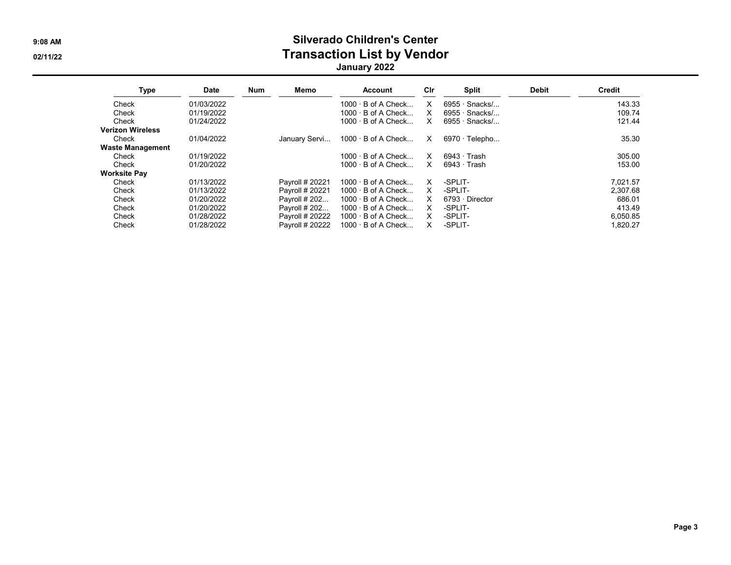# Silverado Children's Center

## Transaction List by Vendor

### January 2022

| Type | Date | Num | Memo | Account | Clr | Split | Debit | Credit |
|---|---|---|---|---|---|---|---|---|
| Check | 01/03/2022 | | | 1000 · B of A Check... | X | 6955 · Snacks/... | | 143.33 |
| Check | 01/19/2022 | | | 1000 · B of A Check... | X | 6955 · Snacks/... | | 109.74 |
| Check | 01/24/2022 | | | 1000 · B of A Check... | X | 6955 · Snacks/... | | 121.44 |
| **Verizon Wireless** | | | | | | | | |
| Check | 01/04/2022 | | January Servi... | 1000 · B of A Check... | X | 6970 · Telepho... | | 35.30 |
| **Waste Management** | | | | | | | | |
| Check | 01/19/2022 | | | 1000 · B of A Check... | X | 6943 · Trash | | 305.00 |
| Check | 01/20/2022 | | | 1000 · B of A Check... | X | 6943 · Trash | | 153.00 |
| **Worksite Pay** | | | | | | | | |
| Check | 01/13/2022 | | Payroll # 20221 | 1000 · B of A Check... | X | -SPLIT- | | 7,021.57 |
| Check | 01/13/2022 | | Payroll # 20221 | 1000 · B of A Check... | X | -SPLIT- | | 2,307.68 |
| Check | 01/20/2022 | | Payroll # 202... | 1000 · B of A Check... | X | 6793 · Director | | 686.01 |
| Check | 01/20/2022 | | Payroll # 202... | 1000 · B of A Check... | X | -SPLIT- | | 413.49 |
| Check | 01/28/2022 | | Payroll # 20222 | 1000 · B of A Check... | X | -SPLIT- | | 6,050.85 |
| Check | 01/28/2022 | | Payroll # 20222 | 1000 · B of A Check... | X | -SPLIT- | | 1,820.27 |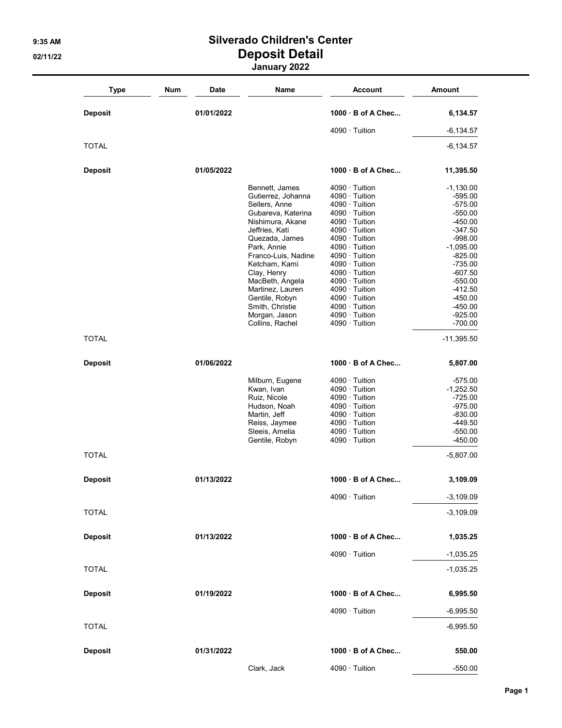# Silverado Children's Center

## Deposit Detail

### January 2022

| Type | Num | Date | Name | Account | Amount |
|---|---|---|---|---|---|
| **Deposit** | | 01/01/2022 | | **1000 · B of A Chec...** | **6,134.57** |
| | | | | 4090 · Tuition | -6,134.57 |
| TOTAL | | | | | -6,134.57 |
| **Deposit** | | 01/05/2022 | | **1000 · B of A Chec...** | **11,395.50** |
| | | | Bennett, James | 4090 · Tuition | -1,130.00 |
| | | | Gutierrez, Johanna | 4090 · Tuition | -595.00 |
| | | | Sellers, Anne | 4090 · Tuition | -575.00 |
| | | | Gubareva, Katerina | 4090 · Tuition | -550.00 |
| | | | Nishimura, Akane | 4090 · Tuition | -450.00 |
| | | | Jeffries, Kati | 4090 · Tuition | -347.50 |
| | | | Quezada, James | 4090 · Tuition | -998.00 |
| | | | Park, Annie | 4090 · Tuition | -1,095.00 |
| | | | Franco-Luis, Nadine | 4090 · Tuition | -825.00 |
| | | | Ketcham, Kami | 4090 · Tuition | -735.00 |
| | | | Clay, Henry | 4090 · Tuition | -607.50 |
| | | | MacBeth, Angela | 4090 · Tuition | -550.00 |
| | | | Martinez, Lauren | 4090 · Tuition | -412.50 |
| | | | Gentile, Robyn | 4090 · Tuition | -450.00 |
| | | | Smith, Christie | 4090 · Tuition | -450.00 |
| | | | Morgan, Jason | 4090 · Tuition | -925.00 |
| | | | Collins, Rachel | 4090 · Tuition | -700.00 |
| TOTAL | | | | | -11,395.50 |
| **Deposit** | | 01/06/2022 | | **1000 · B of A Chec...** | **5,807.00** |
| | | | Milburn, Eugene | 4090 · Tuition | -575.00 |
| | | | Kwan, Ivan | 4090 · Tuition | -1,252.50 |
| | | | Ruiz, Nicole | 4090 · Tuition | -725.00 |
| | | | Hudson, Noah | 4090 · Tuition | -975.00 |
| | | | Martin, Jeff | 4090 · Tuition | -830.00 |
| | | | Reiss, Jaymee | 4090 · Tuition | -449.50 |
| | | | Sleeis, Amelia | 4090 · Tuition | -550.00 |
| | | | Gentile, Robyn | 4090 · Tuition | -450.00 |
| TOTAL | | | | | -5,807.00 |
| **Deposit** | | 01/13/2022 | | **1000 · B of A Chec...** | **3,109.09** |
| | | | | 4090 · Tuition | -3,109.09 |
| TOTAL | | | | | -3,109.09 |
| **Deposit** | | 01/13/2022 | | **1000 · B of A Chec...** | **1,035.25** |
| | | | | 4090 · Tuition | -1,035.25 |
| TOTAL | | | | | -1,035.25 |
| **Deposit** | | 01/19/2022 | | **1000 · B of A Chec...** | **6,995.50** |
| | | | | 4090 · Tuition | -6,995.50 |
| TOTAL | | | | | -6,995.50 |
| **Deposit** | | 01/31/2022 | | **1000 · B of A Chec...** | **550.00** |
| | | | Clark, Jack | 4090 · Tuition | -550.00 |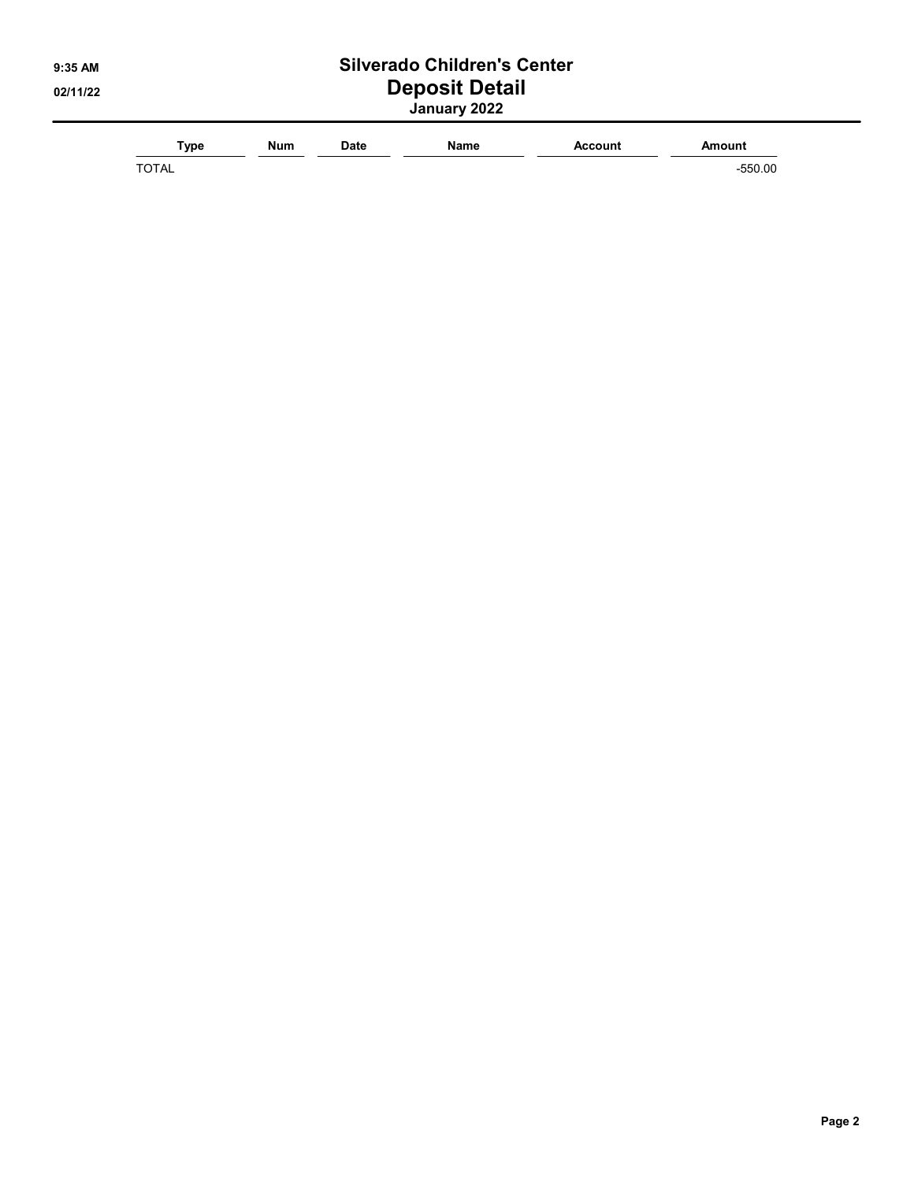# Silverado Children's Center
## Deposit Detail
### January 2022

| Type | Num | Date | Name | Account | Amount |
|---|---|---|---|---|---|
| TOTAL | | | | | -550.00 |